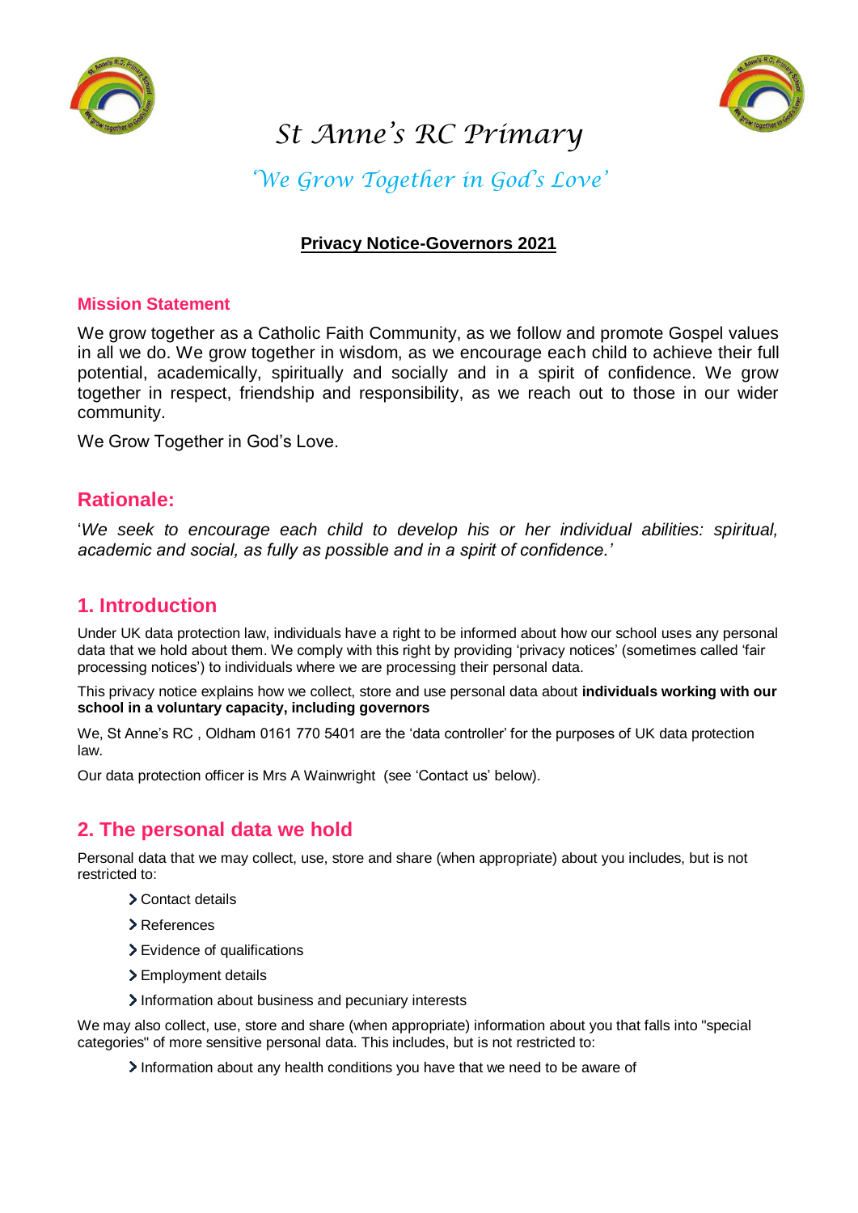# St Anne's RC Primary

*'We Grow Together in God's Love'*

**Privacy Notice-Governors 2021**

### Mission Statement

We grow together as a Catholic Faith Community, as we follow and promote Gospel values in all we do. We grow together in wisdom, as we encourage each child to achieve their full potential, academically, spiritually and socially and in a spirit of confidence. We grow together in respect, friendship and responsibility, as we reach out to those in our wider community.

We Grow Together in God's Love.

## Rationale:

'*We seek to encourage each child to develop his or her individual abilities: spiritual, academic and social, as fully as possible and in a spirit of confidence.'*

## 1. Introduction

Under UK data protection law, individuals have a right to be informed about how our school uses any personal data that we hold about them. We comply with this right by providing 'privacy notices' (sometimes called 'fair processing notices') to individuals where we are processing their personal data.

This privacy notice explains how we collect, store and use personal data about **individuals working with our school in a voluntary capacity, including governors**

We, St Anne's RC , Oldham 0161 770 5401 are the 'data controller' for the purposes of UK data protection law.

Our data protection officer is Mrs A Wainwright (see 'Contact us' below).

## 2. The personal data we hold

Personal data that we may collect, use, store and share (when appropriate) about you includes, but is not restricted to:

- Contact details
- References
- Evidence of qualifications
- Employment details
- Information about business and pecuniary interests

We may also collect, use, store and share (when appropriate) information about you that falls into "special categories" of more sensitive personal data. This includes, but is not restricted to:

- Information about any health conditions you have that we need to be aware of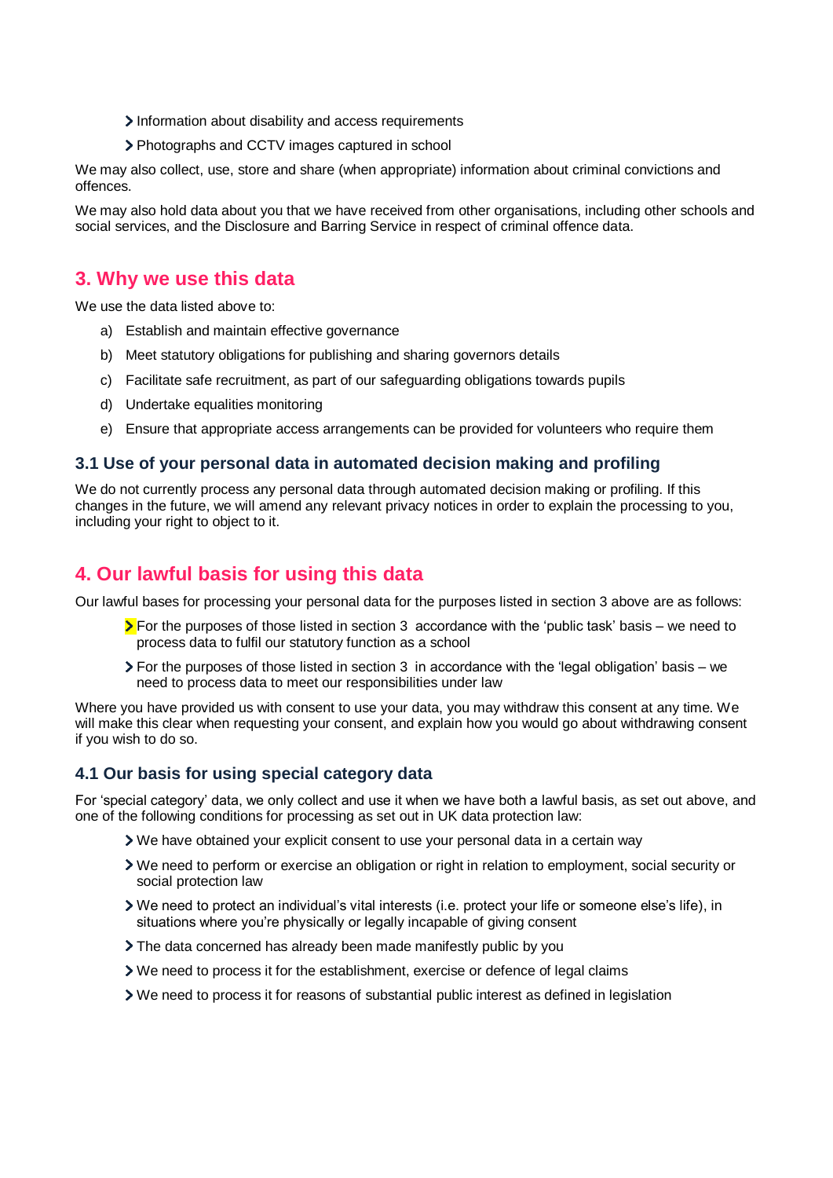- Information about disability and access requirements
- Photographs and CCTV images captured in school

We may also collect, use, store and share (when appropriate) information about criminal convictions and offences.

We may also hold data about you that we have received from other organisations, including other schools and social services, and the Disclosure and Barring Service in respect of criminal offence data.

## 3. Why we use this data

We use the data listed above to:

a) Establish and maintain effective governance

b) Meet statutory obligations for publishing and sharing governors details

c) Facilitate safe recruitment, as part of our safeguarding obligations towards pupils

d) Undertake equalities monitoring

e) Ensure that appropriate access arrangements can be provided for volunteers who require them

### 3.1 Use of your personal data in automated decision making and profiling

We do not currently process any personal data through automated decision making or profiling. If this changes in the future, we will amend any relevant privacy notices in order to explain the processing to you, including your right to object to it.

## 4. Our lawful basis for using this data

Our lawful bases for processing your personal data for the purposes listed in section 3 above are as follows:

- For the purposes of those listed in section 3 accordance with the 'public task' basis – we need to process data to fulfil our statutory function as a school
- For the purposes of those listed in section 3 in accordance with the 'legal obligation' basis – we need to process data to meet our responsibilities under law

Where you have provided us with consent to use your data, you may withdraw this consent at any time. We will make this clear when requesting your consent, and explain how you would go about withdrawing consent if you wish to do so.

### 4.1 Our basis for using special category data

For 'special category' data, we only collect and use it when we have both a lawful basis, as set out above, and one of the following conditions for processing as set out in UK data protection law:

- We have obtained your explicit consent to use your personal data in a certain way
- We need to perform or exercise an obligation or right in relation to employment, social security or social protection law
- We need to protect an individual's vital interests (i.e. protect your life or someone else's life), in situations where you're physically or legally incapable of giving consent
- The data concerned has already been made manifestly public by you
- We need to process it for the establishment, exercise or defence of legal claims
- We need to process it for reasons of substantial public interest as defined in legislation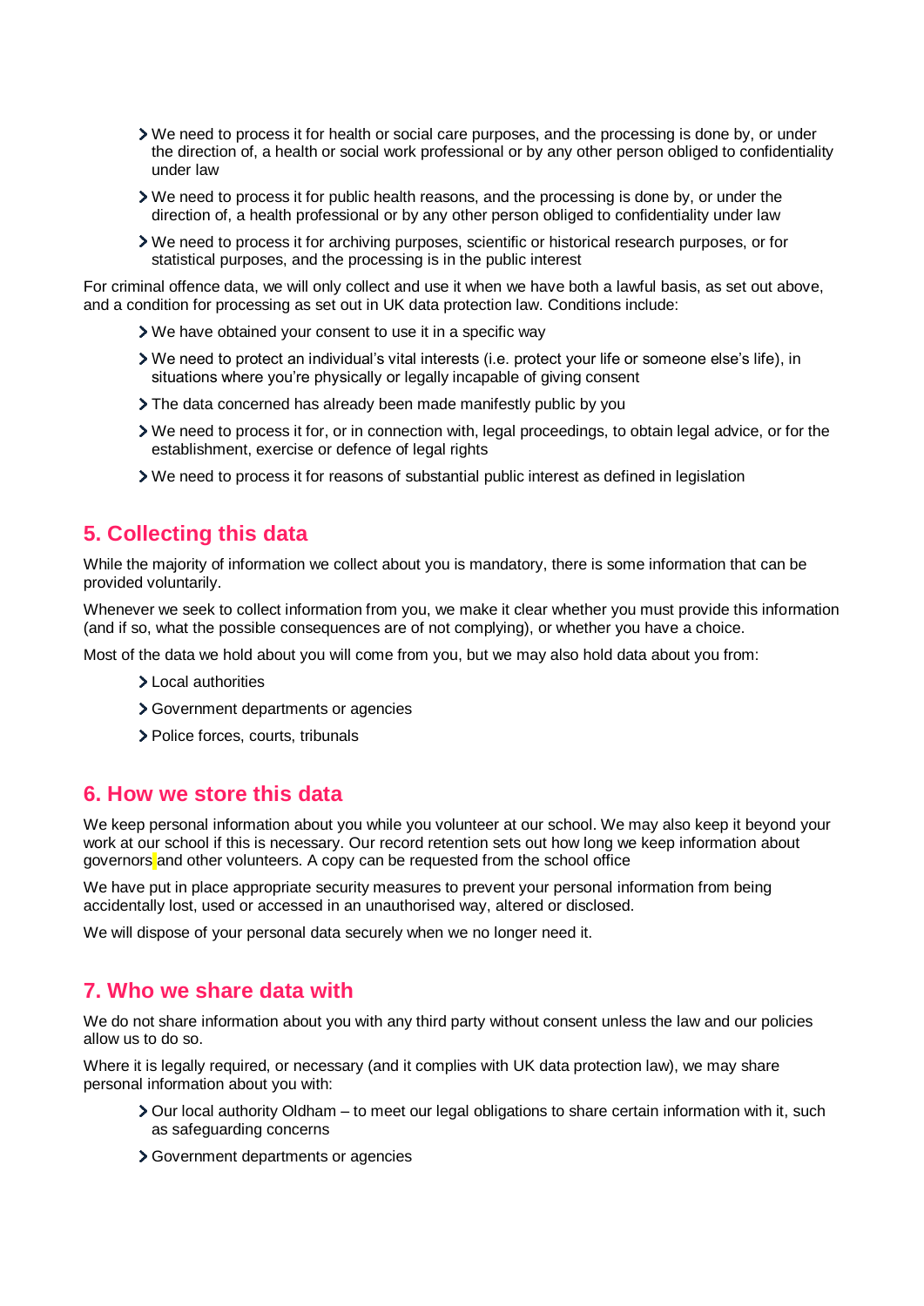- We need to process it for health or social care purposes, and the processing is done by, or under the direction of, a health or social work professional or by any other person obliged to confidentiality under law
- We need to process it for public health reasons, and the processing is done by, or under the direction of, a health professional or by any other person obliged to confidentiality under law
- We need to process it for archiving purposes, scientific or historical research purposes, or for statistical purposes, and the processing is in the public interest

For criminal offence data, we will only collect and use it when we have both a lawful basis, as set out above, and a condition for processing as set out in UK data protection law. Conditions include:

- We have obtained your consent to use it in a specific way
- We need to protect an individual's vital interests (i.e. protect your life or someone else's life), in situations where you're physically or legally incapable of giving consent
- The data concerned has already been made manifestly public by you
- We need to process it for, or in connection with, legal proceedings, to obtain legal advice, or for the establishment, exercise or defence of legal rights
- We need to process it for reasons of substantial public interest as defined in legislation

## 5. Collecting this data

While the majority of information we collect about you is mandatory, there is some information that can be provided voluntarily.

Whenever we seek to collect information from you, we make it clear whether you must provide this information (and if so, what the possible consequences are of not complying), or whether you have a choice.

Most of the data we hold about you will come from you, but we may also hold data about you from:

- Local authorities
- Government departments or agencies
- Police forces, courts, tribunals

## 6. How we store this data

We keep personal information about you while you volunteer at our school. We may also keep it beyond your work at our school if this is necessary. Our record retention sets out how long we keep information about governors and other volunteers. A copy can be requested from the school office

We have put in place appropriate security measures to prevent your personal information from being accidentally lost, used or accessed in an unauthorised way, altered or disclosed.

We will dispose of your personal data securely when we no longer need it.

## 7. Who we share data with

We do not share information about you with any third party without consent unless the law and our policies allow us to do so.

Where it is legally required, or necessary (and it complies with UK data protection law), we may share personal information about you with:

- Our local authority Oldham – to meet our legal obligations to share certain information with it, such as safeguarding concerns
- Government departments or agencies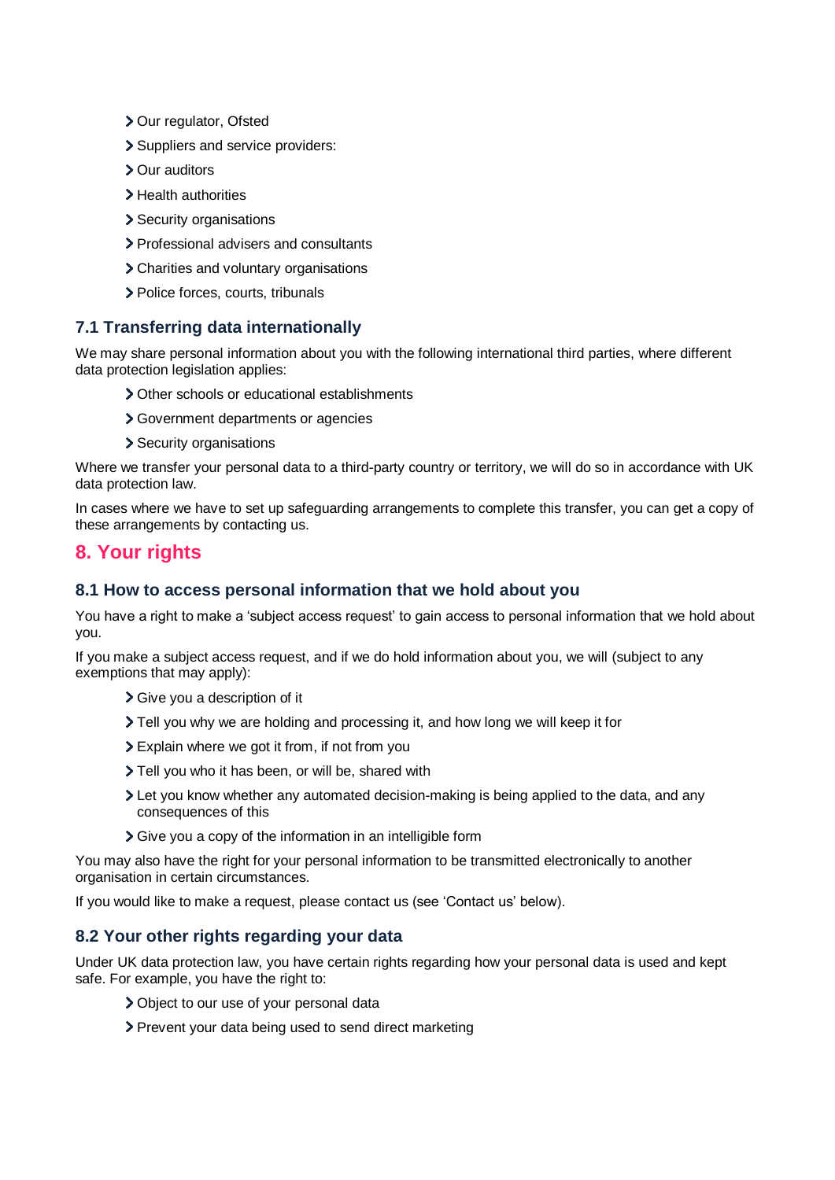- Our regulator, Ofsted
- Suppliers and service providers:
- Our auditors
- Health authorities
- Security organisations
- Professional advisers and consultants
- Charities and voluntary organisations
- Police forces, courts, tribunals

### 7.1 Transferring data internationally

We may share personal information about you with the following international third parties, where different data protection legislation applies:

- Other schools or educational establishments
- Government departments or agencies
- Security organisations

Where we transfer your personal data to a third-party country or territory, we will do so in accordance with UK data protection law.

In cases where we have to set up safeguarding arrangements to complete this transfer, you can get a copy of these arrangements by contacting us.

## 8. Your rights

### 8.1 How to access personal information that we hold about you

You have a right to make a 'subject access request' to gain access to personal information that we hold about you.

If you make a subject access request, and if we do hold information about you, we will (subject to any exemptions that may apply):

- Give you a description of it
- Tell you why we are holding and processing it, and how long we will keep it for
- Explain where we got it from, if not from you
- Tell you who it has been, or will be, shared with
- Let you know whether any automated decision-making is being applied to the data, and any consequences of this
- Give you a copy of the information in an intelligible form

You may also have the right for your personal information to be transmitted electronically to another organisation in certain circumstances.

If you would like to make a request, please contact us (see 'Contact us' below).

### 8.2 Your other rights regarding your data

Under UK data protection law, you have certain rights regarding how your personal data is used and kept safe. For example, you have the right to:

- Object to our use of your personal data
- Prevent your data being used to send direct marketing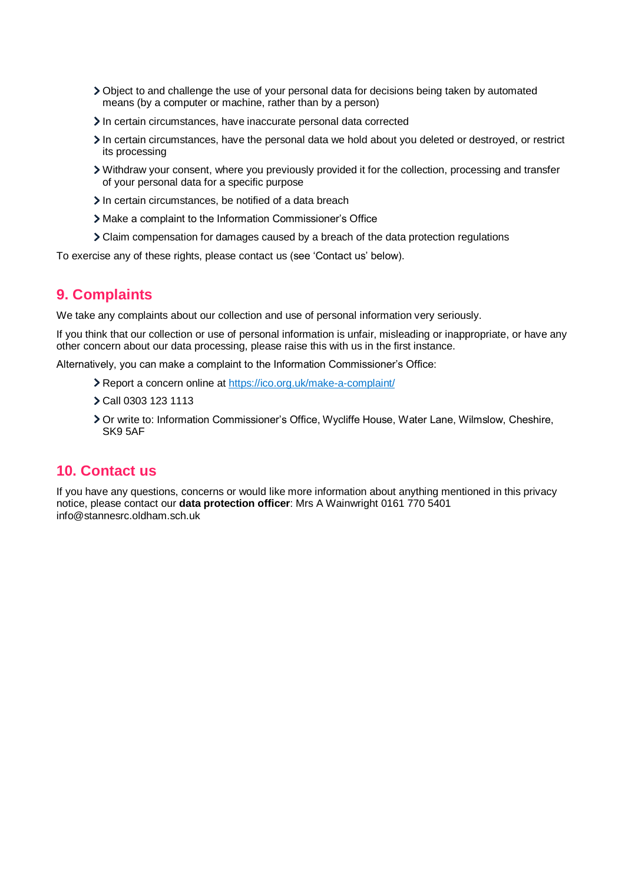- Object to and challenge the use of your personal data for decisions being taken by automated means (by a computer or machine, rather than by a person)
- In certain circumstances, have inaccurate personal data corrected
- In certain circumstances, have the personal data we hold about you deleted or destroyed, or restrict its processing
- Withdraw your consent, where you previously provided it for the collection, processing and transfer of your personal data for a specific purpose
- In certain circumstances, be notified of a data breach
- Make a complaint to the Information Commissioner's Office
- Claim compensation for damages caused by a breach of the data protection regulations

To exercise any of these rights, please contact us (see 'Contact us' below).

## 9. Complaints

We take any complaints about our collection and use of personal information very seriously.

If you think that our collection or use of personal information is unfair, misleading or inappropriate, or have any other concern about our data processing, please raise this with us in the first instance.

Alternatively, you can make a complaint to the Information Commissioner's Office:

- Report a concern online at https://ico.org.uk/make-a-complaint/
- Call 0303 123 1113
- Or write to: Information Commissioner's Office, Wycliffe House, Water Lane, Wilmslow, Cheshire, SK9 5AF

## 10. Contact us

If you have any questions, concerns or would like more information about anything mentioned in this privacy notice, please contact our **data protection officer**: Mrs A Wainwright 0161 770 5401 info@stannesrc.oldham.sch.uk